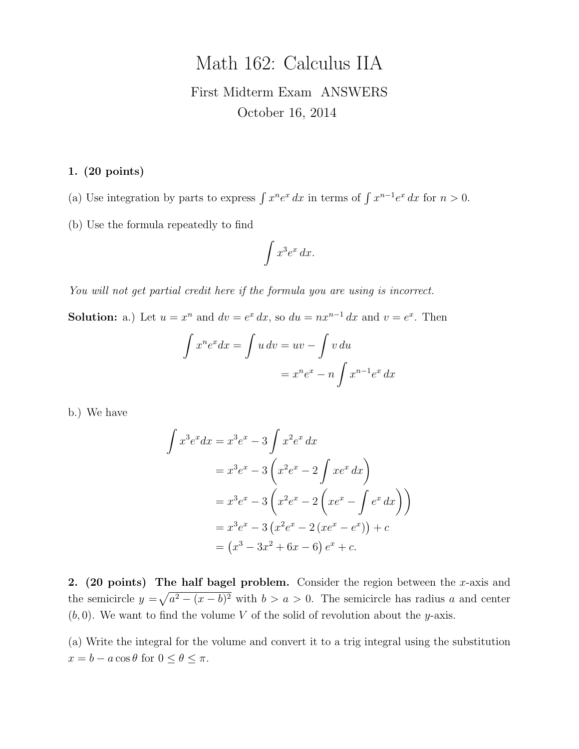# Math 162: Calculus IIA

First Midterm Exam ANSWERS

October 16, 2014

**1. (20 points)**

(a) Use integration by parts to express $\int x^n e^x \, dx$ in terms of $\int x^{n-1} e^x \, dx$ for $n > 0$.

(b) Use the formula repeatedly to find

$$\int x^3 e^x \, dx.$$

*You will not get partial credit here if the formula you are using is incorrect.*

**Solution:** a.) Let $u = x^n$ and $dv = e^x \, dx$, so $du = nx^{n-1} \, dx$ and $v = e^x$. Then

$$\begin{aligned}
\int x^n e^x dx = \int u \, dv &= uv - \int v \, du \\
&= x^n e^x - n \int x^{n-1} e^x \, dx
\end{aligned}$$

b.) We have

$$\begin{aligned}
\int x^3 e^x dx &= x^3 e^x - 3 \int x^2 e^x \, dx \\
&= x^3 e^x - 3 \left( x^2 e^x - 2 \int x e^x \, dx \right) \\
&= x^3 e^x - 3 \left( x^2 e^x - 2 \left( x e^x - \int e^x \, dx \right) \right) \\
&= x^3 e^x - 3 \left( x^2 e^x - 2 \left( x e^x - e^x \right) \right) + c \\
&= \left( x^3 - 3x^2 + 6x - 6 \right) e^x + c.
\end{aligned}$$

**2. (20 points) The half bagel problem.** Consider the region between the $x$-axis and the semicircle $y = \sqrt{a^2 - (x-b)^2}$ with $b > a > 0$. The semicircle has radius $a$ and center $(b, 0)$. We want to find the volume $V$ of the solid of revolution about the $y$-axis.

(a) Write the integral for the volume and convert it to a trig integral using the substitution $x = b - a\cos\theta$ for $0 \leq \theta \leq \pi$.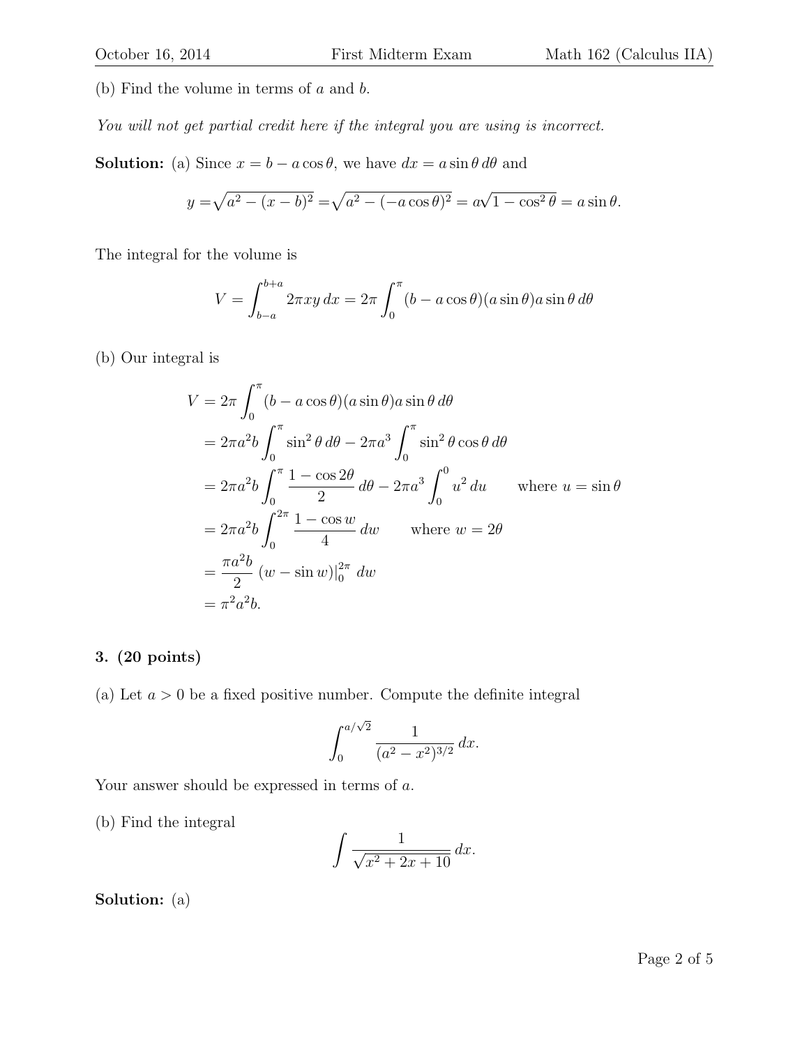(b) Find the volume in terms of $a$ and $b$.

*You will not get partial credit here if the integral you are using is incorrect.*

**Solution:** (a) Since $x = b - a\cos\theta$, we have $dx = a\sin\theta\, d\theta$ and

$$y = \sqrt{a^2 - (x-b)^2} = \sqrt{a^2 - (-a\cos\theta)^2} = a\sqrt{1-\cos^2\theta} = a\sin\theta.$$

The integral for the volume is

$$V = \int_{b-a}^{b+a} 2\pi xy\, dx = 2\pi \int_0^{\pi} (b - a\cos\theta)(a\sin\theta)a\sin\theta\, d\theta$$

(b) Our integral is

$$\begin{aligned}
V &= 2\pi \int_0^{\pi} (b - a\cos\theta)(a\sin\theta)a\sin\theta\, d\theta \\
&= 2\pi a^2 b \int_0^{\pi} \sin^2\theta\, d\theta - 2\pi a^3 \int_0^{\pi} \sin^2\theta\cos\theta\, d\theta \\
&= 2\pi a^2 b \int_0^{\pi} \frac{1-\cos 2\theta}{2}\, d\theta - 2\pi a^3 \int_0^{0} u^2\, du \qquad \text{where } u = \sin\theta \\
&= 2\pi a^2 b \int_0^{2\pi} \frac{1-\cos w}{4}\, dw \qquad \text{where } w = 2\theta \\
&= \frac{\pi a^2 b}{2} \left(w - \sin w\right)\Big|_0^{2\pi}\, dw \\
&= \pi^2 a^2 b.
\end{aligned}$$

**3. (20 points)**

(a) Let $a > 0$ be a fixed positive number. Compute the definite integral

$$\int_0^{a/\sqrt{2}} \frac{1}{(a^2 - x^2)^{3/2}}\, dx.$$

Your answer should be expressed in terms of $a$.

(b) Find the integral

$$\int \frac{1}{\sqrt{x^2 + 2x + 10}}\, dx.$$

**Solution:** (a)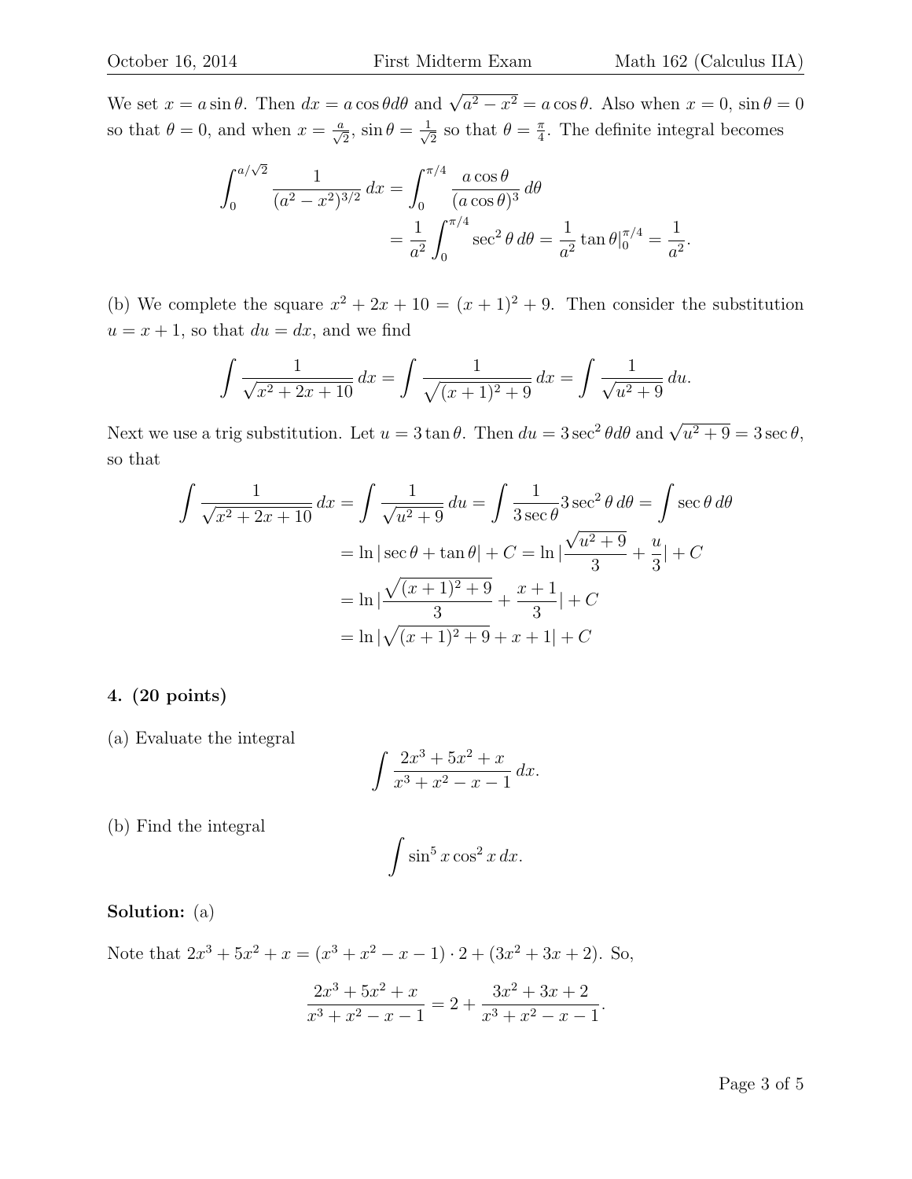We set $x = a\sin\theta$. Then $dx = a\cos\theta d\theta$ and $\sqrt{a^2 - x^2} = a\cos\theta$. Also when $x = 0$, $\sin\theta = 0$ so that $\theta = 0$, and when $x = \frac{a}{\sqrt{2}}$, $\sin\theta = \frac{1}{\sqrt{2}}$ so that $\theta = \frac{\pi}{4}$. The definite integral becomes

$$
\begin{aligned}
\int_0^{a/\sqrt{2}} \frac{1}{(a^2 - x^2)^{3/2}}\, dx &= \int_0^{\pi/4} \frac{a\cos\theta}{(a\cos\theta)^3}\, d\theta \\
&= \frac{1}{a^2} \int_0^{\pi/4} \sec^2\theta\, d\theta = \frac{1}{a^2} \tan\theta|_0^{\pi/4} = \frac{1}{a^2}.
\end{aligned}
$$

(b) We complete the square $x^2 + 2x + 10 = (x+1)^2 + 9$. Then consider the substitution $u = x + 1$, so that $du = dx$, and we find

$$
\int \frac{1}{\sqrt{x^2 + 2x + 10}}\, dx = \int \frac{1}{\sqrt{(x+1)^2 + 9}}\, dx = \int \frac{1}{\sqrt{u^2 + 9}}\, du.
$$

Next we use a trig substitution. Let $u = 3\tan\theta$. Then $du = 3\sec^2\theta d\theta$ and $\sqrt{u^2 + 9} = 3\sec\theta$, so that

$$
\begin{aligned}
\int \frac{1}{\sqrt{x^2 + 2x + 10}}\, dx = \int \frac{1}{\sqrt{u^2 + 9}}\, du &= \int \frac{1}{3\sec\theta} 3\sec^2\theta\, d\theta = \int \sec\theta\, d\theta \\
&= \ln|\sec\theta + \tan\theta| + C = \ln|\frac{\sqrt{u^2 + 9}}{3} + \frac{u}{3}| + C \\
&= \ln|\frac{\sqrt{(x+1)^2 + 9}}{3} + \frac{x+1}{3}| + C \\
&= \ln|\sqrt{(x+1)^2 + 9} + x + 1| + C
\end{aligned}
$$

**4. (20 points)**

(a) Evaluate the integral

$$
\int \frac{2x^3 + 5x^2 + x}{x^3 + x^2 - x - 1}\, dx.
$$

(b) Find the integral

$$
\int \sin^5 x \cos^2 x\, dx.
$$

**Solution:** (a)

Note that $2x^3 + 5x^2 + x = (x^3 + x^2 - x - 1) \cdot 2 + (3x^2 + 3x + 2)$. So,

$$
\frac{2x^3 + 5x^2 + x}{x^3 + x^2 - x - 1} = 2 + \frac{3x^2 + 3x + 2}{x^3 + x^2 - x - 1}.
$$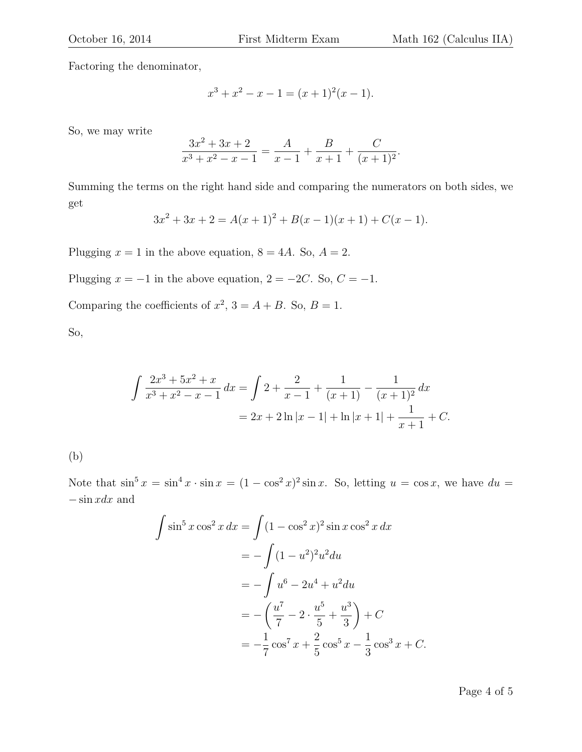Factoring the denominator,

$$x^3 + x^2 - x - 1 = (x+1)^2(x-1).$$

So, we may write

$$\frac{3x^2 + 3x + 2}{x^3 + x^2 - x - 1} = \frac{A}{x-1} + \frac{B}{x+1} + \frac{C}{(x+1)^2}.$$

Summing the terms on the right hand side and comparing the numerators on both sides, we get

$$3x^2 + 3x + 2 = A(x+1)^2 + B(x-1)(x+1) + C(x-1).$$

Plugging $x = 1$ in the above equation, $8 = 4A$. So, $A = 2$.

Plugging $x = -1$ in the above equation, $2 = -2C$. So, $C = -1$.

Comparing the coefficients of $x^2$, $3 = A + B$. So, $B = 1$.

So,

$$\begin{aligned}
\int \frac{2x^3 + 5x^2 + x}{x^3 + x^2 - x - 1}\, dx &= \int 2 + \frac{2}{x-1} + \frac{1}{(x+1)} - \frac{1}{(x+1)^2}\, dx \\
&= 2x + 2\ln|x-1| + \ln|x+1| + \frac{1}{x+1} + C.
\end{aligned}$$

(b)

Note that $\sin^5 x = \sin^4 x \cdot \sin x = (1 - \cos^2 x)^2 \sin x$. So, letting $u = \cos x$, we have $du = -\sin x dx$ and

$$\begin{aligned}
\int \sin^5 x \cos^2 x\, dx &= \int (1 - \cos^2 x)^2 \sin x \cos^2 x\, dx \\
&= -\int (1 - u^2)^2 u^2 du \\
&= -\int u^6 - 2u^4 + u^2 du \\
&= -\left(\frac{u^7}{7} - 2 \cdot \frac{u^5}{5} + \frac{u^3}{3}\right) + C \\
&= -\frac{1}{7}\cos^7 x + \frac{2}{5}\cos^5 x - \frac{1}{3}\cos^3 x + C.
\end{aligned}$$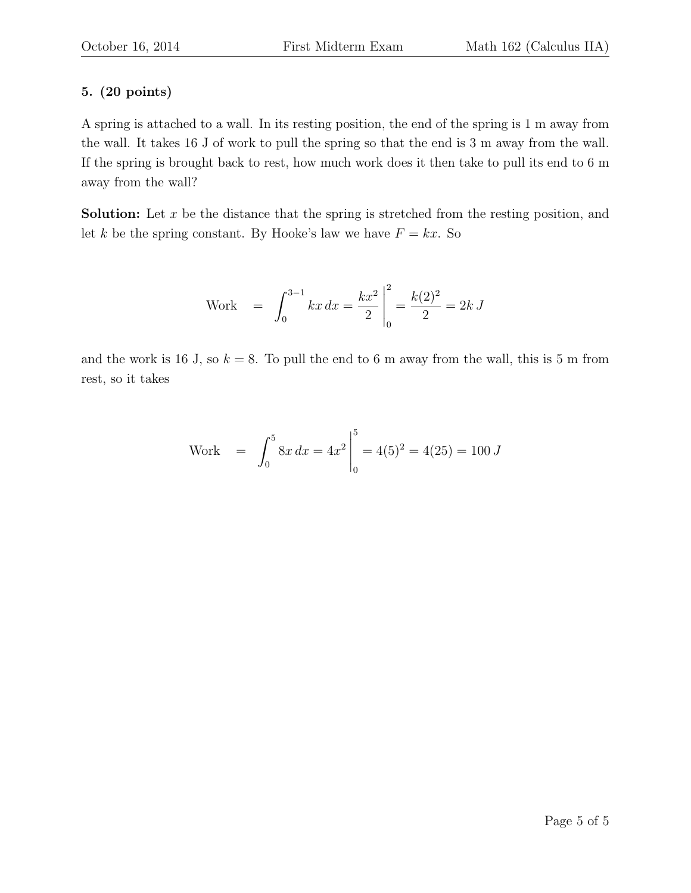**5. (20 points)**

A spring is attached to a wall. In its resting position, the end of the spring is 1 m away from the wall. It takes 16 J of work to pull the spring so that the end is 3 m away from the wall. If the spring is brought back to rest, how much work does it then take to pull its end to 6 m away from the wall?

**Solution:** Let $x$ be the distance that the spring is stretched from the resting position, and let $k$ be the spring constant. By Hooke's law we have $F = kx$. So

$$\text{Work} \quad = \quad \int_0^{3-1} kx\,dx = \frac{kx^2}{2}\bigg|_0^2 = \frac{k(2)^2}{2} = 2k\ J$$

and the work is 16 J, so $k = 8$. To pull the end to 6 m away from the wall, this is 5 m from rest, so it takes

$$\text{Work} \quad = \quad \int_0^5 8x\,dx = 4x^2\bigg|_0^5 = 4(5)^2 = 4(25) = 100\ J$$